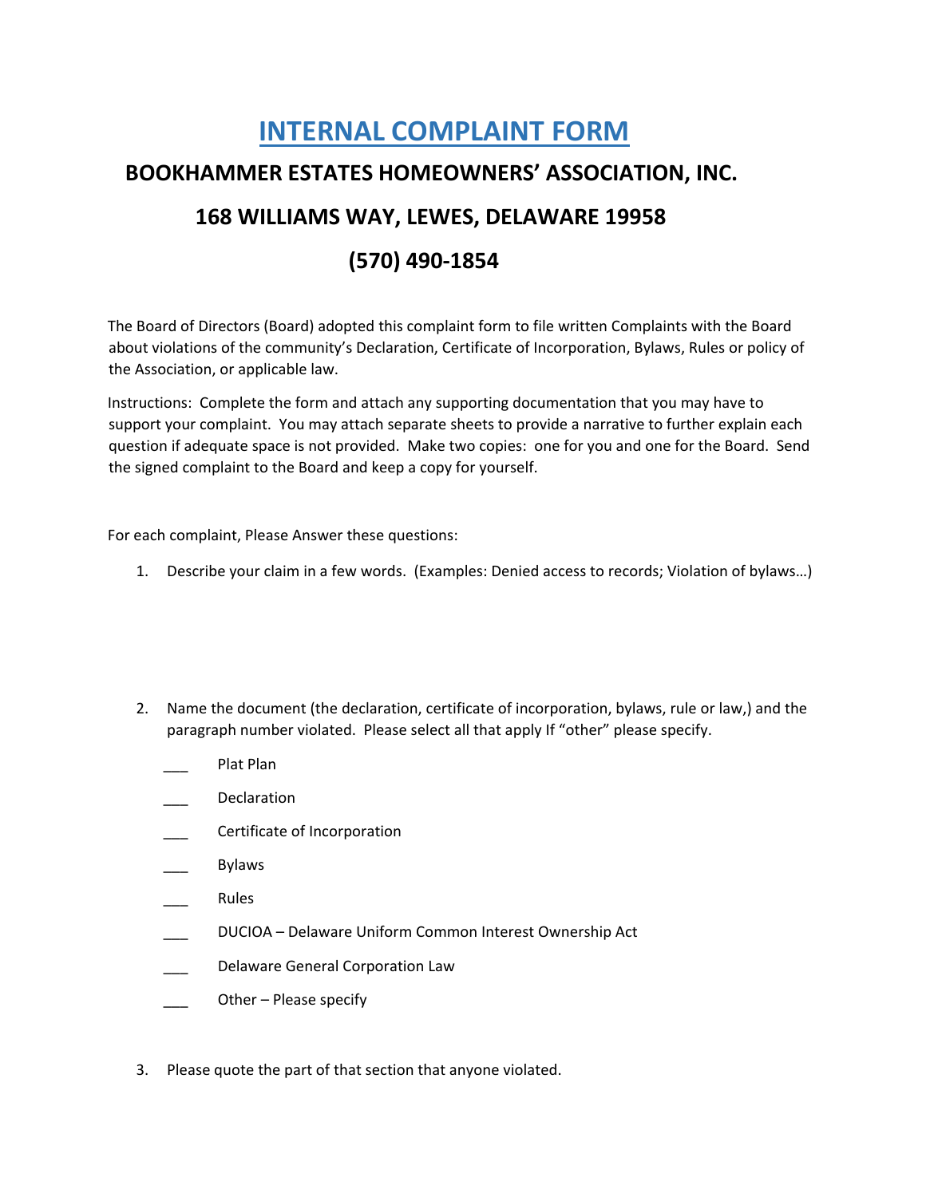# INTERNAL COMPLAINT FORM

## BOOKHAMMER ESTATES HOMEOWNERS' ASSOCIATION, INC.

## 168 WILLIAMS WAY, LEWES, DELAWARE 19958

## (570) 490-1854

The Board of Directors (Board) adopted this complaint form to file written Complaints with the Board about violations of the community's Declaration, Certificate of Incorporation, Bylaws, Rules or policy of the Association, or applicable law.

Instructions: Complete the form and attach any supporting documentation that you may have to support your complaint. You may attach separate sheets to provide a narrative to further explain each question if adequate space is not provided. Make two copies: one for you and one for the Board. Send the signed complaint to the Board and keep a copy for yourself.

For each complaint, Please Answer these questions:

1. Describe your claim in a few words. (Examples: Denied access to records; Violation of bylaws…)

2. Name the document (the declaration, certificate of incorporation, bylaws, rule or law,) and the paragraph number violated. Please select all that apply If "other" please specify.

   ___ Plat Plan

   ___ Declaration

   ___ Certificate of Incorporation

   ___ Bylaws

   ___ Rules

   ___ DUCIOA – Delaware Uniform Common Interest Ownership Act

   ___ Delaware General Corporation Law

   ___ Other – Please specify

3. Please quote the part of that section that anyone violated.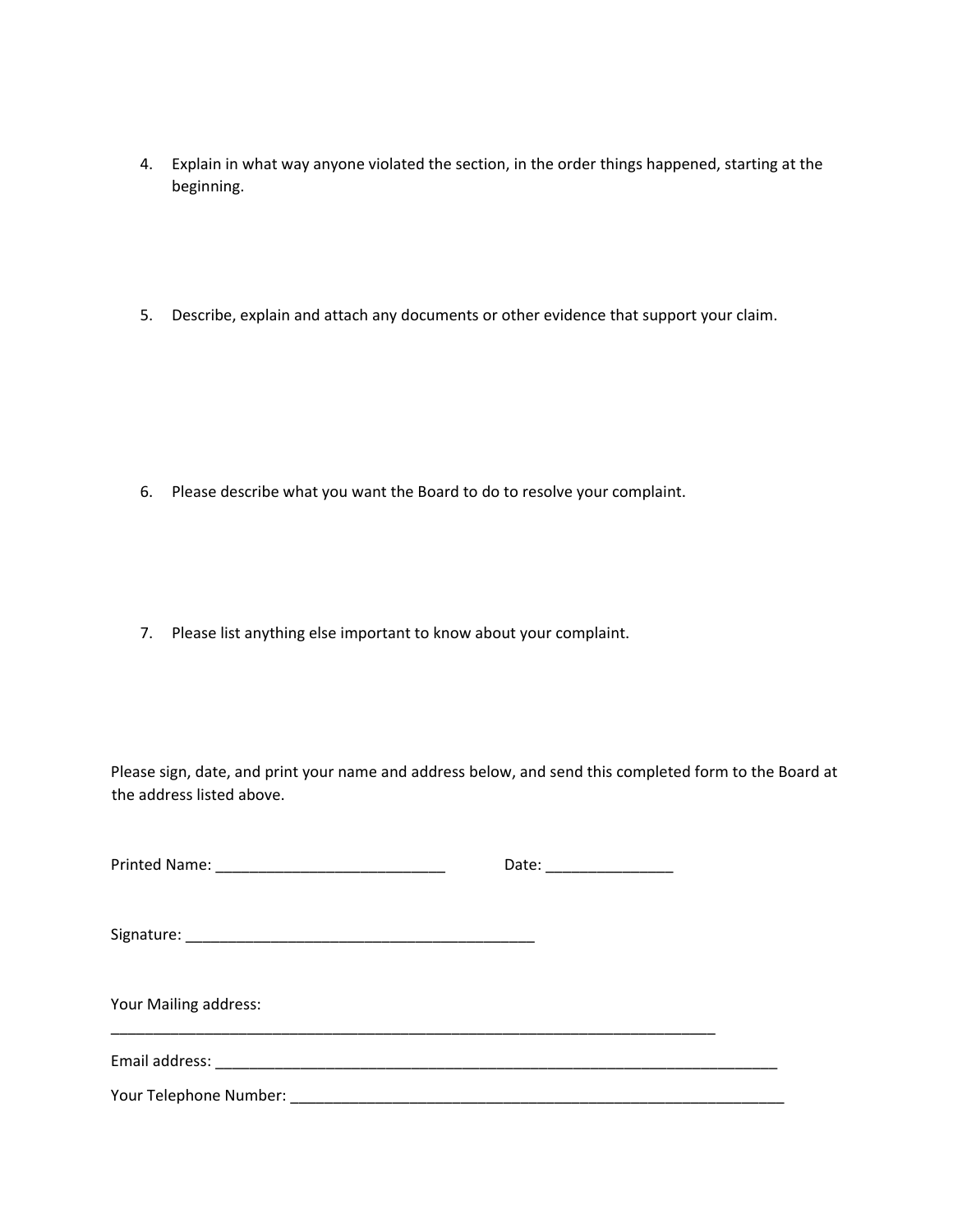4. Explain in what way anyone violated the section, in the order things happened, starting at the beginning.

5. Describe, explain and attach any documents or other evidence that support your claim.

6. Please describe what you want the Board to do to resolve your complaint.

7. Please list anything else important to know about your complaint.

Please sign, date, and print your name and address below, and send this completed form to the Board at the address listed above.

Printed Name: ___________________________ Date: _______________

Signature: _________________________________________

Your Mailing address:
___________________________________________________________________________

Email address: ______________________________________________________________________

Your Telephone Number: _____________________________________________________________